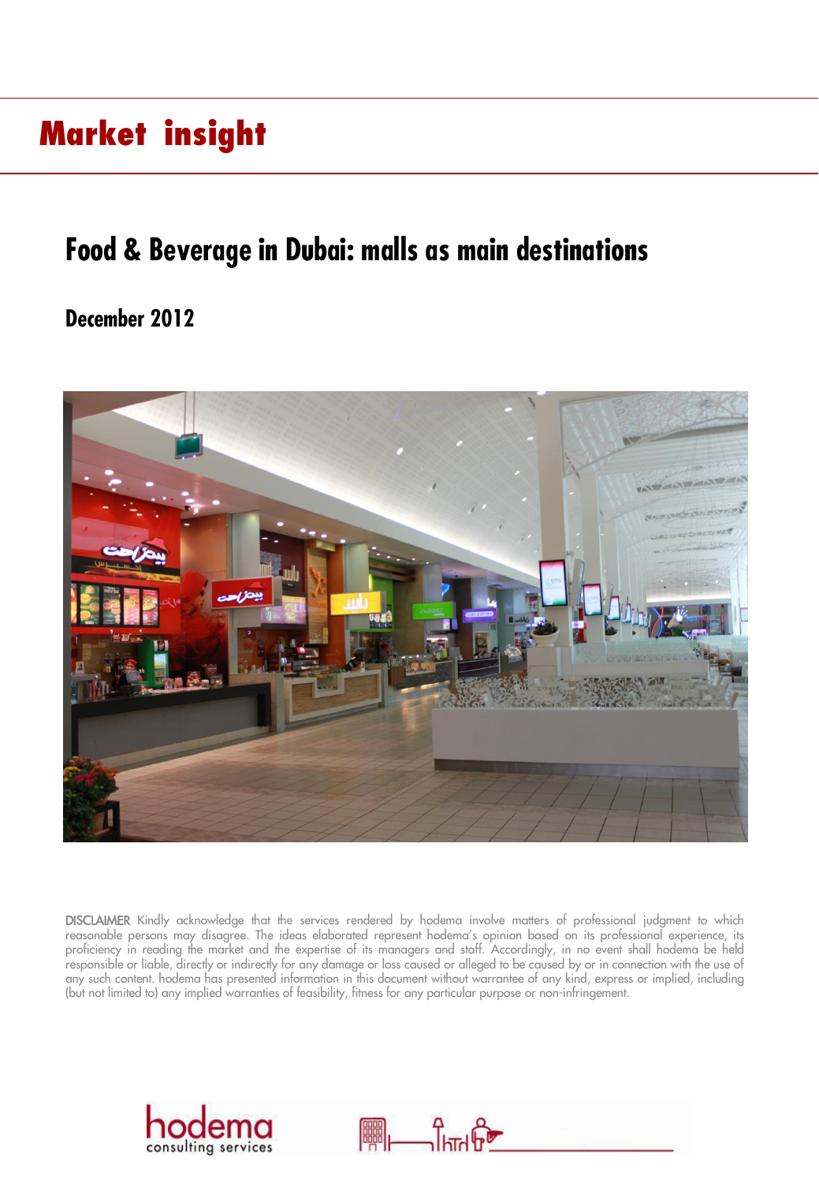# Market insight

## Food & Beverage in Dubai: malls as main destinations

### December 2012

DISCLAIMER Kindly acknowledge that the services rendered by hodema involve matters of professional judgment to which reasonable persons may disagree. The ideas elaborated represent hodema's opinion based on its professional experience, its proficiency in reading the market and the expertise of its managers and staff. Accordingly, in no event shall hodema be held responsible or liable, directly or indirectly for any damage or loss caused or alleged to be caused by or in connection with the use of any such content. hodema has presented information in this document without warrantee of any kind, express or implied, including (but not limited to) any implied warranties of feasibility, fitness for any particular purpose or non-infringement.

hodema consulting services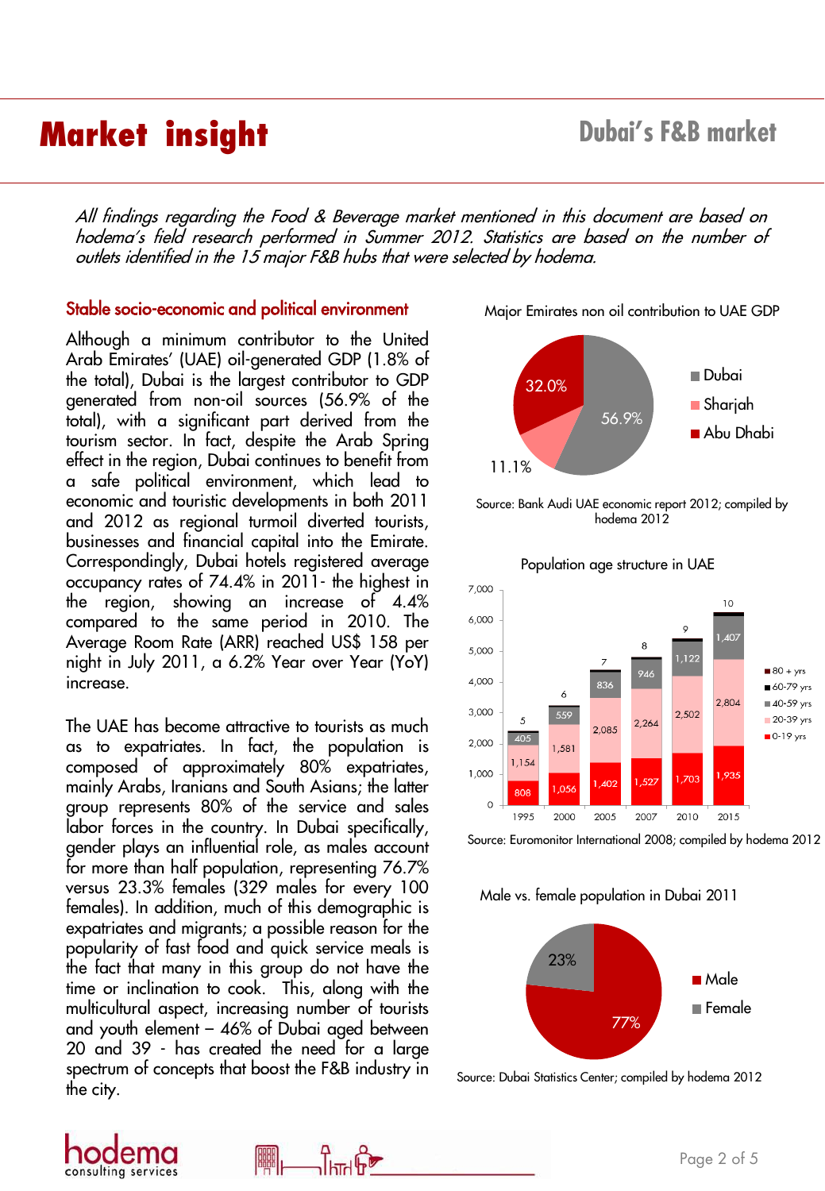# Market insight

## Dubai's F&B market

*All findings regarding the Food & Beverage market mentioned in this document are based on hodema's field research performed in Summer 2012. Statistics are based on the number of outlets identified in the 15 major F&B hubs that were selected by hodema.*

### Stable socio-economic and political environment

Although a minimum contributor to the United Arab Emirates' (UAE) oil-generated GDP (1.8% of the total), Dubai is the largest contributor to GDP generated from non-oil sources (56.9% of the total), with a significant part derived from the tourism sector. In fact, despite the Arab Spring effect in the region, Dubai continues to benefit from a safe political environment, which lead to economic and touristic developments in both 2011 and 2012 as regional turmoil diverted tourists, businesses and financial capital into the Emirate. Correspondingly, Dubai hotels registered average occupancy rates of 74.4% in 2011- the highest in the region, showing an increase of 4.4% compared to the same period in 2010. The Average Room Rate (ARR) reached US$ 158 per night in July 2011, a 6.2% Year over Year (YoY) increase.

The UAE has become attractive to tourists as much as to expatriates. In fact, the population is composed of approximately 80% expatriates, mainly Arabs, Iranians and South Asians; the latter group represents 80% of the service and sales labor forces in the country. In Dubai specifically, gender plays an influential role, as males account for more than half population, representing 76.7% versus 23.3% females (329 males for every 100 females). In addition, much of this demographic is expatriates and migrants; a possible reason for the popularity of fast food and quick service meals is the fact that many in this group do not have the time or inclination to cook. This, along with the multicultural aspect, increasing number of tourists and youth element – 46% of Dubai aged between 20 and 39 - has created the need for a large spectrum of concepts that boost the F&B industry in the city.

**Major Emirates non oil contribution to UAE GDP**

| Emirate | Share |
|---|---|
| Dubai | 56.9% |
| Sharjah | 11.1% |
| Abu Dhabi | 32.0% |

Source: Bank Audi UAE economic report 2012; compiled by hodema 2012

**Population age structure in UAE**

| Age group | 1995 | 2000 | 2005 | 2007 | 2010 | 2015 |
|---|---|---|---|---|---|---|
| 0-19 yrs | 808 | 1,056 | 1,402 | 1,527 | 1,703 | 1,935 |
| 20-39 yrs | 1,154 | 1,581 | 2,085 | 2,264 | 2,502 | 2,804 |
| 40-59 yrs | 405 | 559 | 836 | 946 | 1,122 | 1,407 |
| 60-79 yrs | | | | | | |
| 80 + yrs | 5 | 6 | 7 | 8 | 9 | 10 |

Source: Euromonitor International 2008; compiled by hodema 2012

**Male vs. female population in Dubai 2011**

| Gender | Share |
|---|---|
| Male | 77% |
| Female | 23% |

Source: Dubai Statistics Center; compiled by hodema 2012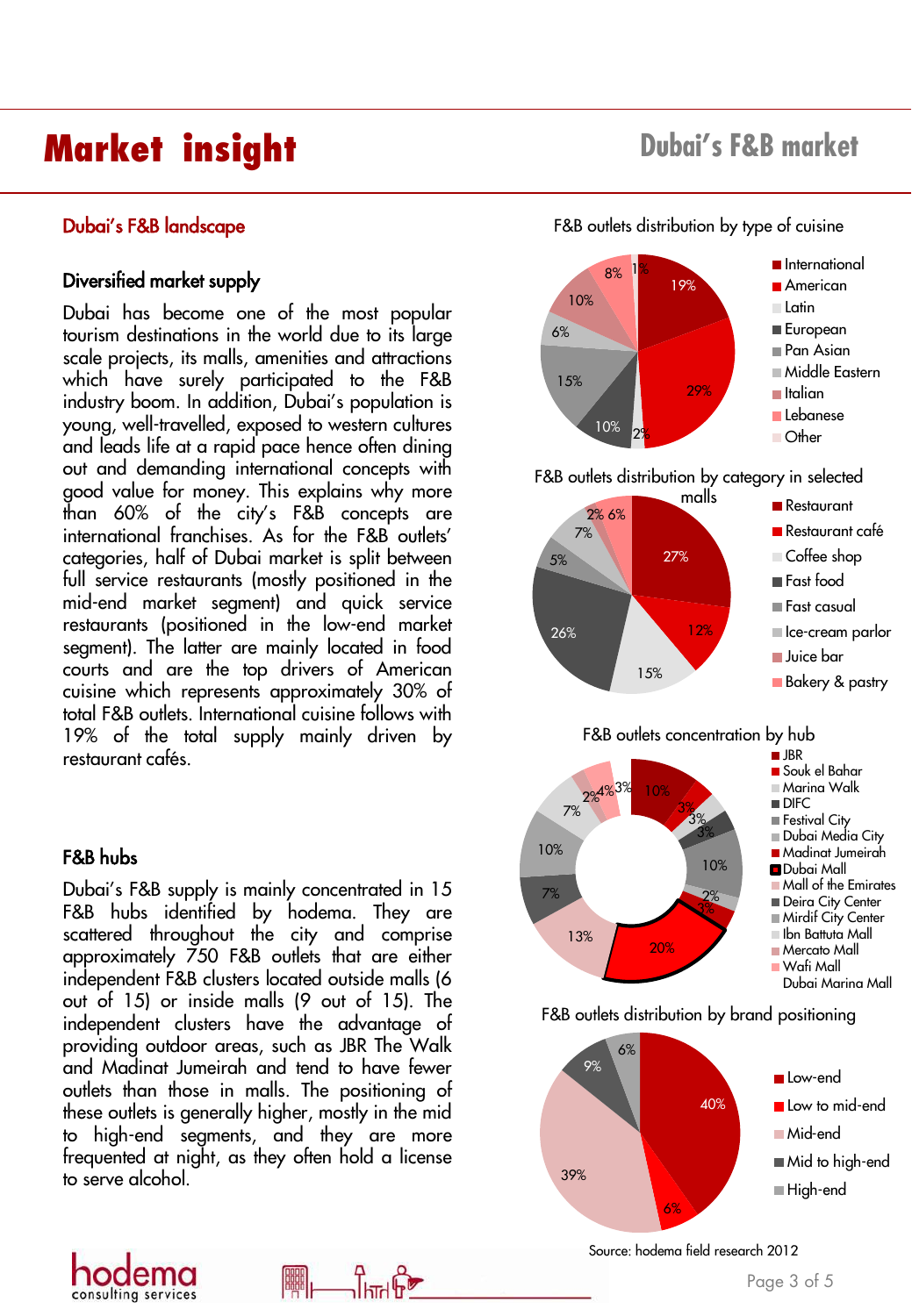# Market insight

## Dubai's F&B landscape

### Diversified market supply

Dubai has become one of the most popular tourism destinations in the world due to its large scale projects, its malls, amenities and attractions which have surely participated to the F&B industry boom. In addition, Dubai's population is young, well-travelled, exposed to western cultures and leads life at a rapid pace hence often dining out and demanding international concepts with good value for money. This explains why more than 60% of the city's F&B concepts are international franchises. As for the F&B outlets' categories, half of Dubai market is split between full service restaurants (mostly positioned in the mid-end market segment) and quick service restaurants (positioned in the low-end market segment). The latter are mainly located in food courts and are the top drivers of American cuisine which represents approximately 30% of total F&B outlets. International cuisine follows with 19% of the total supply mainly driven by restaurant cafés.

### F&B hubs

Dubai's F&B supply is mainly concentrated in 15 F&B hubs identified by hodema. They are scattered throughout the city and comprise approximately 750 F&B outlets that are either independent F&B clusters located outside malls (6 out of 15) or inside malls (9 out of 15). The independent clusters have the advantage of providing outdoor areas, such as JBR The Walk and Madinat Jumeirah and tend to have fewer outlets than those in malls. The positioning of these outlets is generally higher, mostly in the mid to high-end segments, and they are more frequented at night, as they often hold a license to serve alcohol.

**F&B outlets distribution by type of cuisine**

| Cuisine | Share |
|---|---|
| International | 19% |
| American | 29% |
| Latin | 2% |
| European | 10% |
| Pan Asian | 15% |
| Middle Eastern | 6% |
| Italian | 10% |
| Lebanese | 8% |
| Other | 1% |

**F&B outlets distribution by category in selected malls**

| Category | Share |
|---|---|
| Restaurant | 27% |
| Restaurant café | 12% |
| Coffee shop | 15% |
| Fast food | 26% |
| Fast casual | 5% |
| Ice-cream parlor | 7% |
| Juice bar | 2% |
| Bakery & pastry | 6% |

**F&B outlets concentration by hub**

| Hub | Share |
|---|---|
| JBR | 10% |
| Souk el Bahar | 3% |
| Marina Walk | 3% |
| DIFC | 3% |
| Festival City | 10% |
| Dubai Media City | 2% |
| Madinat Jumeirah | 3% |
| Dubai Mall | 20% |
| Mall of the Emirates | 13% |
| Deira City Center | 7% |
| Mirdif City Center | 10% |
| Ibn Battuta Mall | 7% |
| Mercato Mall | 2% |
| Wafi Mall | 4% |
| Dubai Marina Mall | 3% |

**F&B outlets distribution by brand positioning**

| Positioning | Share |
|---|---|
| Low-end | 40% |
| Low to mid-end | 6% |
| Mid-end | 39% |
| Mid to high-end | 9% |
| High-end | 6% |

Source: hodema field research 2012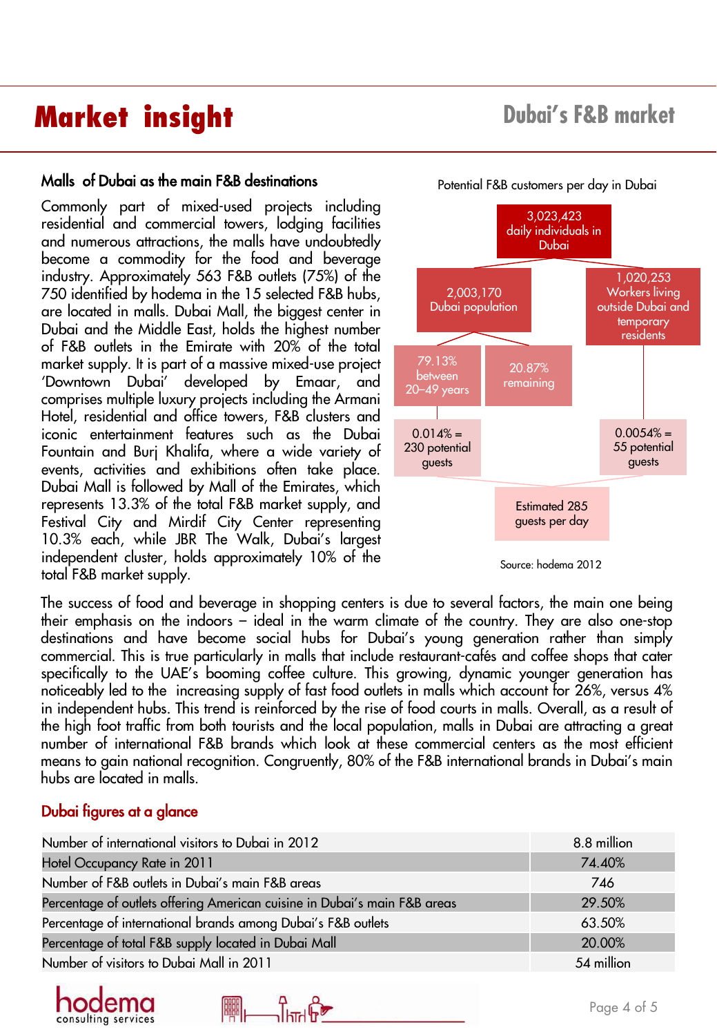# Market insight

## Dubai's F&B market

### Malls of Dubai as the main F&B destinations

Commonly part of mixed-used projects including residential and commercial towers, lodging facilities and numerous attractions, the malls have undoubtedly become a commodity for the food and beverage industry. Approximately 563 F&B outlets (75%) of the 750 identified by hodema in the 15 selected F&B hubs, are located in malls. Dubai Mall, the biggest center in Dubai and the Middle East, holds the highest number of F&B outlets in the Emirate with 20% of the total market supply. It is part of a massive mixed-use project 'Downtown Dubai' developed by Emaar, and comprises multiple luxury projects including the Armani Hotel, residential and office towers, F&B clusters and iconic entertainment features such as the Dubai Fountain and Burj Khalifa, where a wide variety of events, activities and exhibitions often take place. Dubai Mall is followed by Mall of the Emirates, which represents 13.3% of the total F&B market supply, and Festival City and Mirdif City Center representing 10.3% each, while JBR The Walk, Dubai's largest independent cluster, holds approximately 10% of the total F&B market supply.

Potential F&B customers per day in Dubai

- 3,023,423 daily individuals in Dubai
  - 2,003,170 Dubai population
    - 79.13% between 20–49 years
      - 0.014% = 230 potential guests
    - 20.87% remaining
  - 1,020,253 Workers living outside Dubai and temporary residents
    - 0.0054% = 55 potential guests
- Estimated 285 guests per day

Source: hodema 2012

The success of food and beverage in shopping centers is due to several factors, the main one being their emphasis on the indoors – ideal in the warm climate of the country. They are also one-stop destinations and have become social hubs for Dubai's young generation rather than simply commercial. This is true particularly in malls that include restaurant-cafés and coffee shops that cater specifically to the UAE's booming coffee culture. This growing, dynamic younger generation has noticeably led to the increasing supply of fast food outlets in malls which account for 26%, versus 4% in independent hubs. This trend is reinforced by the rise of food courts in malls. Overall, as a result of the high foot traffic from both tourists and the local population, malls in Dubai are attracting a great number of international F&B brands which look at these commercial centers as the most efficient means to gain national recognition. Congruently, 80% of the F&B international brands in Dubai's main hubs are located in malls.

### Dubai figures at a glance

| | |
|---|---|
| Number of international visitors to Dubai in 2012 | 8.8 million |
| Hotel Occupancy Rate in 2011 | 74.40% |
| Number of F&B outlets in Dubai's main F&B areas | 746 |
| Percentage of outlets offering American cuisine in Dubai's main F&B areas | 29.50% |
| Percentage of international brands among Dubai's F&B outlets | 63.50% |
| Percentage of total F&B supply located in Dubai Mall | 20.00% |
| Number of visitors to Dubai Mall in 2011 | 54 million |

hodema consulting services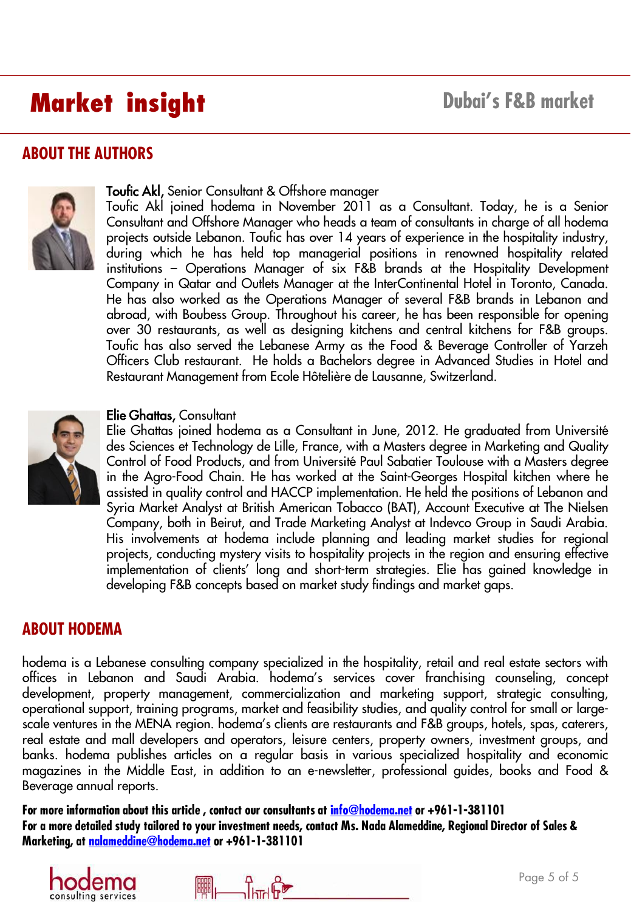## ABOUT THE AUTHORS

**Toufic Akl,** Senior Consultant & Offshore manager
Toufic Akl joined hodema in November 2011 as a Consultant. Today, he is a Senior Consultant and Offshore Manager who heads a team of consultants in charge of all hodema projects outside Lebanon. Toufic has over 14 years of experience in the hospitality industry, during which he has held top managerial positions in renowned hospitality related institutions – Operations Manager of six F&B brands at the Hospitality Development Company in Qatar and Outlets Manager at the InterContinental Hotel in Toronto, Canada. He has also worked as the Operations Manager of several F&B brands in Lebanon and abroad, with Boubess Group. Throughout his career, he has been responsible for opening over 30 restaurants, as well as designing kitchens and central kitchens for F&B groups. Toufic has also served the Lebanese Army as the Food & Beverage Controller of Yarzeh Officers Club restaurant. He holds a Bachelors degree in Advanced Studies in Hotel and Restaurant Management from Ecole Hôtelière de Lausanne, Switzerland.

**Elie Ghattas,** Consultant
Elie Ghattas joined hodema as a Consultant in June, 2012. He graduated from Université des Sciences et Technology de Lille, France, with a Masters degree in Marketing and Quality Control of Food Products, and from Université Paul Sabatier Toulouse with a Masters degree in the Agro-Food Chain. He has worked at the Saint-Georges Hospital kitchen where he assisted in quality control and HACCP implementation. He held the positions of Lebanon and Syria Market Analyst at British American Tobacco (BAT), Account Executive at The Nielsen Company, both in Beirut, and Trade Marketing Analyst at Indevco Group in Saudi Arabia. His involvements at hodema include planning and leading market studies for regional projects, conducting mystery visits to hospitality projects in the region and ensuring effective implementation of clients' long and short-term strategies. Elie has gained knowledge in developing F&B concepts based on market study findings and market gaps.

## ABOUT HODEMA

hodema is a Lebanese consulting company specialized in the hospitality, retail and real estate sectors with offices in Lebanon and Saudi Arabia. hodema's services cover franchising counseling, concept development, property management, commercialization and marketing support, strategic consulting, operational support, training programs, market and feasibility studies, and quality control for small or large-scale ventures in the MENA region. hodema's clients are restaurants and F&B groups, hotels, spas, caterers, real estate and mall developers and operators, leisure centers, property owners, investment groups, and banks. hodema publishes articles on a regular basis in various specialized hospitality and economic magazines in the Middle East, in addition to an e-newsletter, professional guides, books and Food & Beverage annual reports.

**For more information about this article , contact our consultants at info@hodema.net or +961-1-381101**
**For a more detailed study tailored to your investment needs, contact Ms. Nada Alameddine, Regional Director of Sales & Marketing, at nalameddine@hodema.net or +961-1-381101**